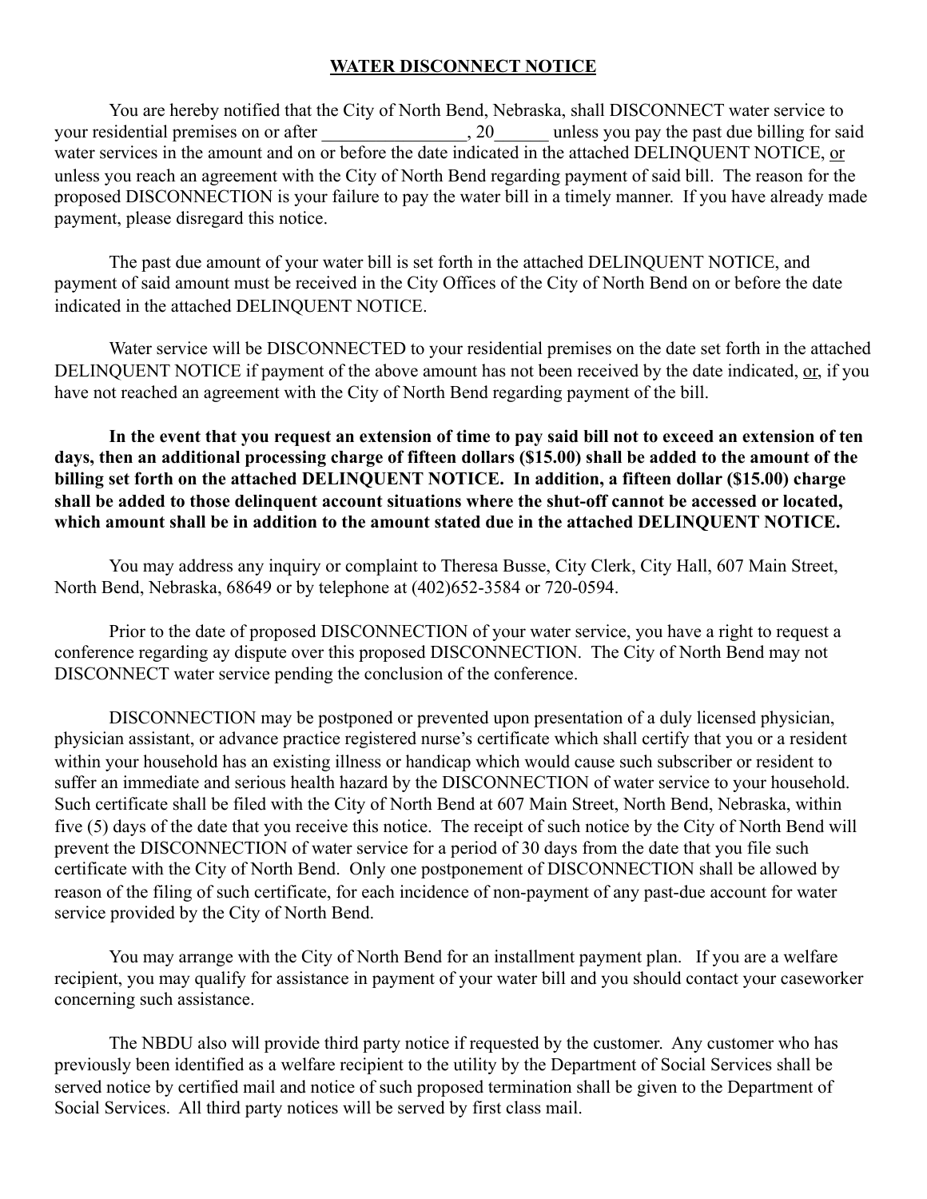## **WATER DISCONNECT NOTICE**

You are hereby notified that the City of North Bend, Nebraska, shall DISCONNECT water service to your residential premises on or after ________________, 20______ unless you pay the past due billing for said water services in the amount and on or before the date indicated in the attached DELINQUENT NOTICE, or unless you reach an agreement with the City of North Bend regarding payment of said bill. The reason for the proposed DISCONNECTION is your failure to pay the water bill in a timely manner. If you have already made payment, please disregard this notice.

The past due amount of your water bill is set forth in the attached DELINQUENT NOTICE, and payment of said amount must be received in the City Offices of the City of North Bend on or before the date indicated in the attached DELINQUENT NOTICE.

Water service will be DISCONNECTED to your residential premises on the date set forth in the attached DELINQUENT NOTICE if payment of the above amount has not been received by the date indicated, or, if you have not reached an agreement with the City of North Bend regarding payment of the bill.

**In the event that you request an extension of time to pay said bill not to exceed an extension of ten days, then an additional processing charge of fifteen dollars ($15.00) shall be added to the amount of the billing set forth on the attached DELINQUENT NOTICE. In addition, a fifteen dollar ($15.00) charge shall be added to those delinquent account situations where the shut-off cannot be accessed or located, which amount shall be in addition to the amount stated due in the attached DELINQUENT NOTICE.**

You may address any inquiry or complaint to Theresa Busse, City Clerk, City Hall, 607 Main Street, North Bend, Nebraska, 68649 or by telephone at (402)652-3584 or 720-0594.

Prior to the date of proposed DISCONNECTION of your water service, you have a right to request a conference regarding ay dispute over this proposed DISCONNECTION. The City of North Bend may not DISCONNECT water service pending the conclusion of the conference.

DISCONNECTION may be postponed or prevented upon presentation of a duly licensed physician, physician assistant, or advance practice registered nurse's certificate which shall certify that you or a resident within your household has an existing illness or handicap which would cause such subscriber or resident to suffer an immediate and serious health hazard by the DISCONNECTION of water service to your household. Such certificate shall be filed with the City of North Bend at 607 Main Street, North Bend, Nebraska, within five (5) days of the date that you receive this notice. The receipt of such notice by the City of North Bend will prevent the DISCONNECTION of water service for a period of 30 days from the date that you file such certificate with the City of North Bend. Only one postponement of DISCONNECTION shall be allowed by reason of the filing of such certificate, for each incidence of non-payment of any past-due account for water service provided by the City of North Bend.

You may arrange with the City of North Bend for an installment payment plan. If you are a welfare recipient, you may qualify for assistance in payment of your water bill and you should contact your caseworker concerning such assistance.

The NBDU also will provide third party notice if requested by the customer. Any customer who has previously been identified as a welfare recipient to the utility by the Department of Social Services shall be served notice by certified mail and notice of such proposed termination shall be given to the Department of Social Services. All third party notices will be served by first class mail.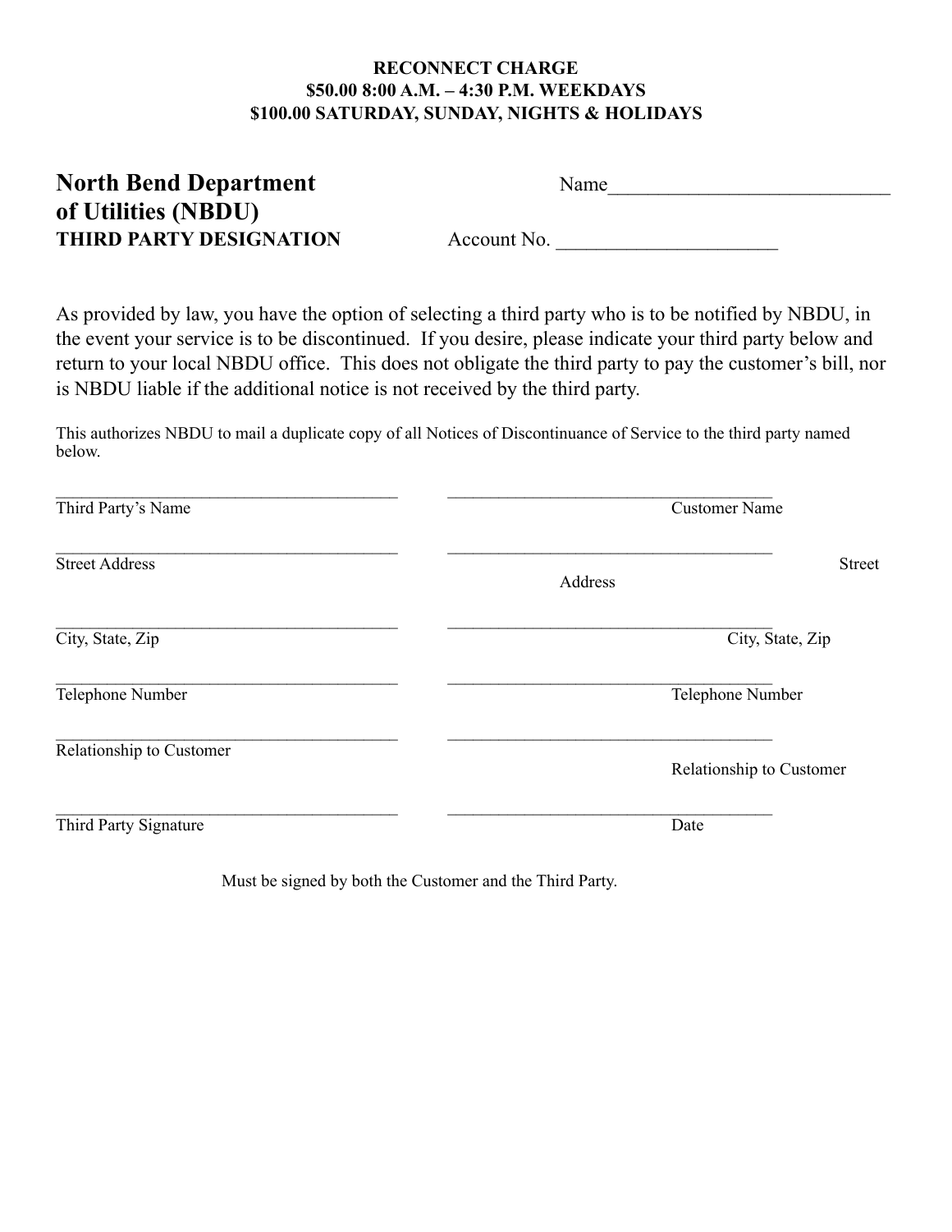**RECONNECT CHARGE**
**$50.00 8:00 A.M. – 4:30 P.M. WEEKDAYS**
**$100.00 SATURDAY, SUNDAY, NIGHTS & HOLIDAYS**

## North Bend Department of Utilities (NBDU)

**THIRD PARTY DESIGNATION**

Name___________________________

Account No. _____________________

As provided by law, you have the option of selecting a third party who is to be notified by NBDU, in the event your service is to be discontinued. If you desire, please indicate your third party below and return to your local NBDU office. This does not obligate the third party to pay the customer's bill, nor is NBDU liable if the additional notice is not received by the third party.

This authorizes NBDU to mail a duplicate copy of all Notices of Discontinuance of Service to the third party named below.

| | |
|---|---|
| ______________________________________ | ____________________________________ |
| Third Party's Name | Customer Name |
| ______________________________________ | ____________________________________ |
| Street Address | Street Address |
| ______________________________________ | ____________________________________ |
| City, State, Zip | City, State, Zip |
| ______________________________________ | ____________________________________ |
| Telephone Number | Telephone Number |
| ______________________________________ | ____________________________________ |
| Relationship to Customer | Relationship to Customer |
| ______________________________________ | ____________________________________ |
| Third Party Signature | Date |

Must be signed by both the Customer and the Third Party.